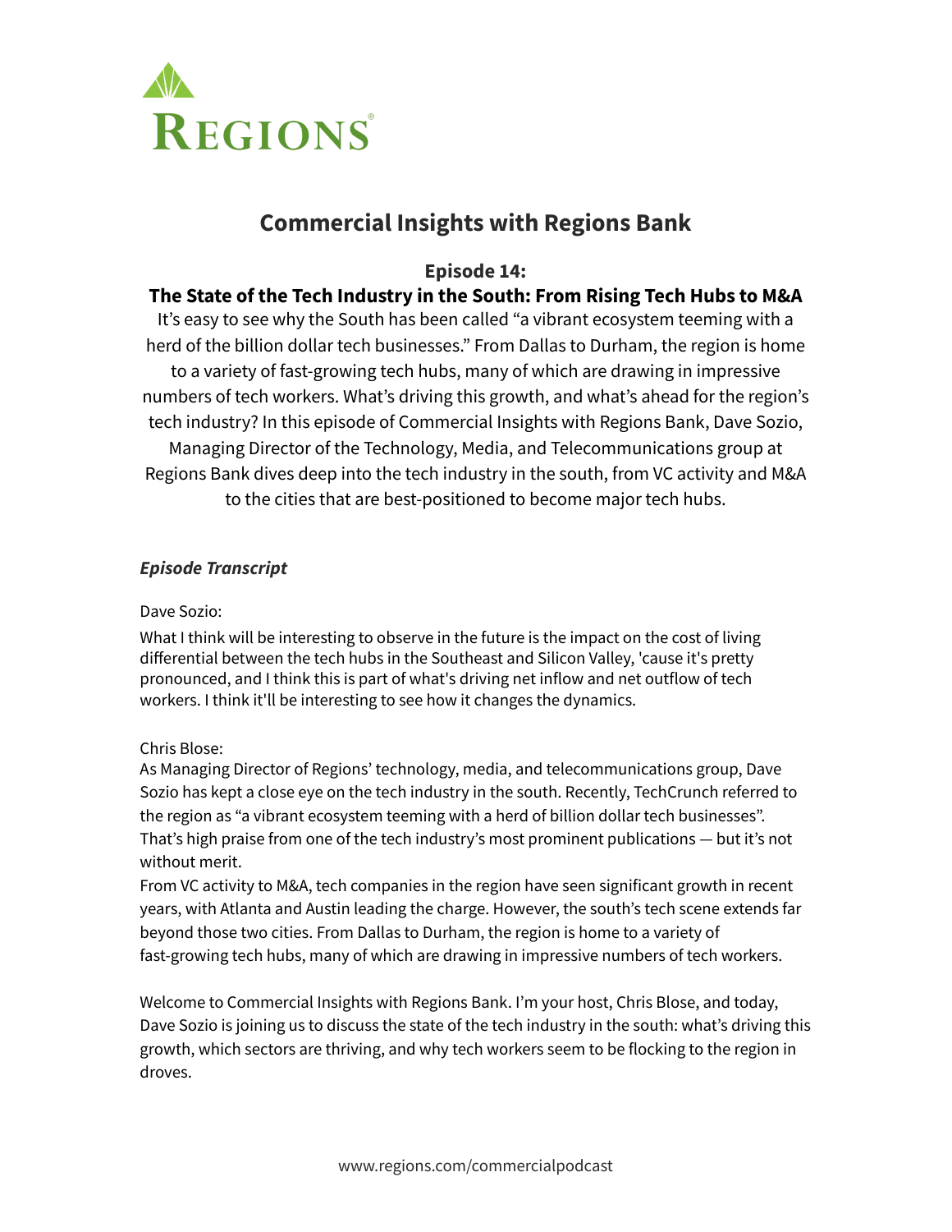# Commercial Insights with Regions Bank

## Episode 14:

## The State of the Tech Industry in the South: From Rising Tech Hubs to M&A

It's easy to see why the South has been called "a vibrant ecosystem teeming with a herd of the billion dollar tech businesses." From Dallas to Durham, the region is home to a variety of fast-growing tech hubs, many of which are drawing in impressive numbers of tech workers. What's driving this growth, and what's ahead for the region's tech industry? In this episode of Commercial Insights with Regions Bank, Dave Sozio, Managing Director of the Technology, Media, and Telecommunications group at Regions Bank dives deep into the tech industry in the south, from VC activity and M&A to the cities that are best-positioned to become major tech hubs.

### *Episode Transcript*

Dave Sozio:

What I think will be interesting to observe in the future is the impact on the cost of living differential between the tech hubs in the Southeast and Silicon Valley, 'cause it's pretty pronounced, and I think this is part of what's driving net inflow and net outflow of tech workers. I think it'll be interesting to see how it changes the dynamics.

Chris Blose:

As Managing Director of Regions' technology, media, and telecommunications group, Dave Sozio has kept a close eye on the tech industry in the south. Recently, TechCrunch referred to the region as "a vibrant ecosystem teeming with a herd of billion dollar tech businesses". That's high praise from one of the tech industry's most prominent publications — but it's not without merit.

From VC activity to M&A, tech companies in the region have seen significant growth in recent years, with Atlanta and Austin leading the charge. However, the south's tech scene extends far beyond those two cities. From Dallas to Durham, the region is home to a variety of fast-growing tech hubs, many of which are drawing in impressive numbers of tech workers.

Welcome to Commercial Insights with Regions Bank. I'm your host, Chris Blose, and today, Dave Sozio is joining us to discuss the state of the tech industry in the south: what's driving this growth, which sectors are thriving, and why tech workers seem to be flocking to the region in droves.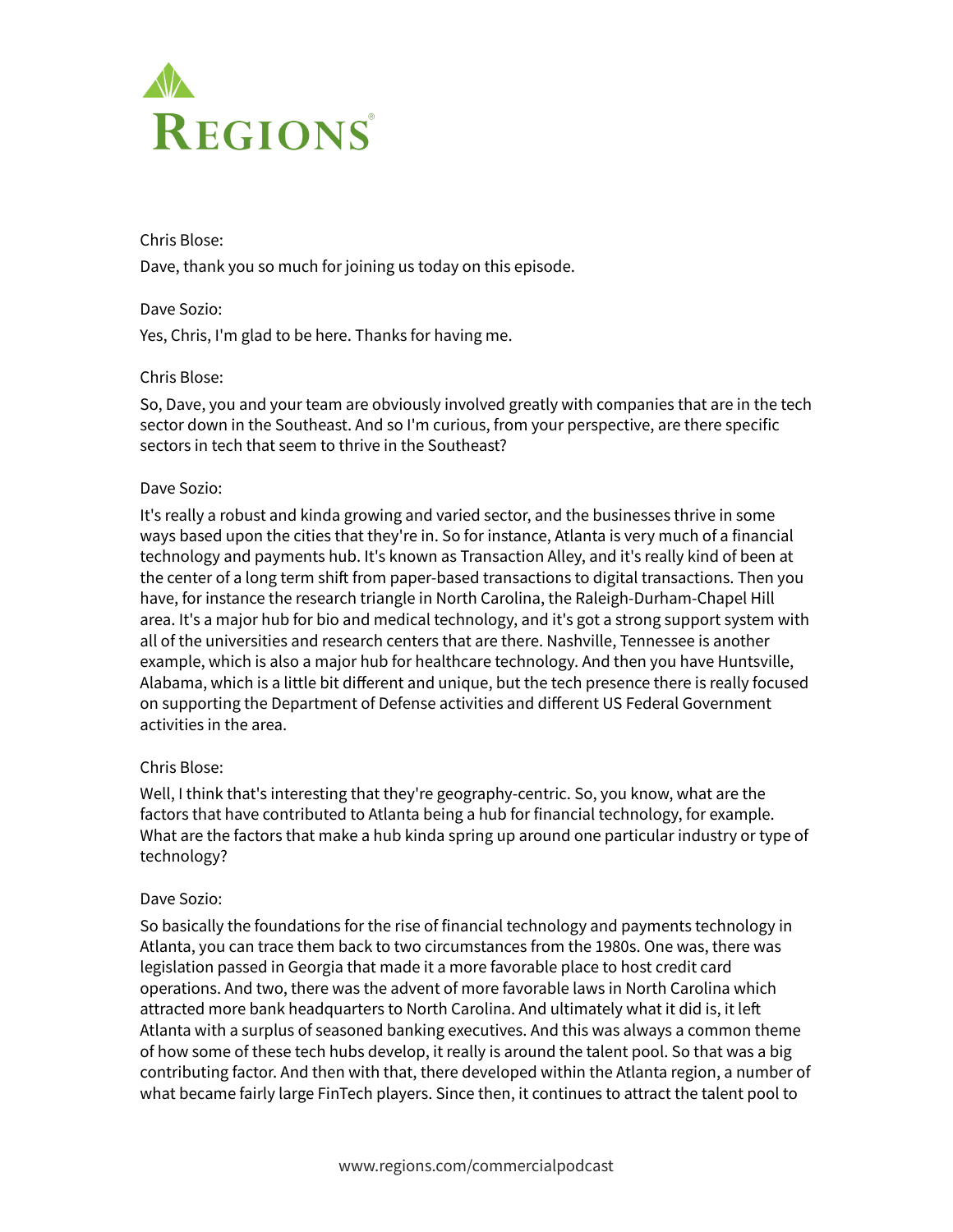Chris Blose:

Dave, thank you so much for joining us today on this episode.

Dave Sozio:

Yes, Chris, I'm glad to be here. Thanks for having me.

Chris Blose:

So, Dave, you and your team are obviously involved greatly with companies that are in the tech sector down in the Southeast. And so I'm curious, from your perspective, are there specific sectors in tech that seem to thrive in the Southeast?

Dave Sozio:

It's really a robust and kinda growing and varied sector, and the businesses thrive in some ways based upon the cities that they're in. So for instance, Atlanta is very much of a financial technology and payments hub. It's known as Transaction Alley, and it's really kind of been at the center of a long term shift from paper-based transactions to digital transactions. Then you have, for instance the research triangle in North Carolina, the Raleigh-Durham-Chapel Hill area. It's a major hub for bio and medical technology, and it's got a strong support system with all of the universities and research centers that are there. Nashville, Tennessee is another example, which is also a major hub for healthcare technology. And then you have Huntsville, Alabama, which is a little bit different and unique, but the tech presence there is really focused on supporting the Department of Defense activities and different US Federal Government activities in the area.

Chris Blose:

Well, I think that's interesting that they're geography-centric. So, you know, what are the factors that have contributed to Atlanta being a hub for financial technology, for example. What are the factors that make a hub kinda spring up around one particular industry or type of technology?

Dave Sozio:

So basically the foundations for the rise of financial technology and payments technology in Atlanta, you can trace them back to two circumstances from the 1980s. One was, there was legislation passed in Georgia that made it a more favorable place to host credit card operations. And two, there was the advent of more favorable laws in North Carolina which attracted more bank headquarters to North Carolina. And ultimately what it did is, it left Atlanta with a surplus of seasoned banking executives. And this was always a common theme of how some of these tech hubs develop, it really is around the talent pool. So that was a big contributing factor. And then with that, there developed within the Atlanta region, a number of what became fairly large FinTech players. Since then, it continues to attract the talent pool to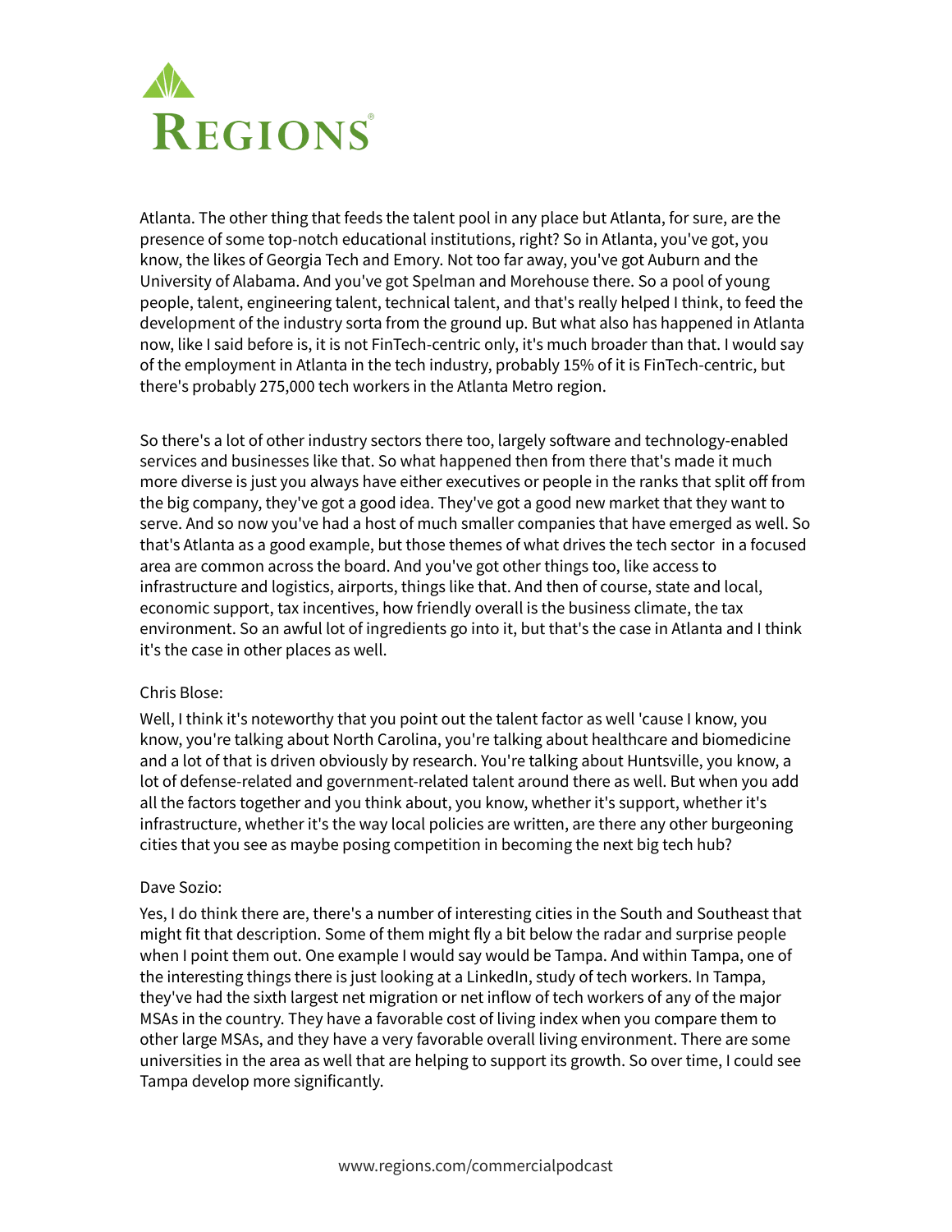Atlanta. The other thing that feeds the talent pool in any place but Atlanta, for sure, are the presence of some top-notch educational institutions, right? So in Atlanta, you've got, you know, the likes of Georgia Tech and Emory. Not too far away, you've got Auburn and the University of Alabama. And you've got Spelman and Morehouse there. So a pool of young people, talent, engineering talent, technical talent, and that's really helped I think, to feed the development of the industry sorta from the ground up. But what also has happened in Atlanta now, like I said before is, it is not FinTech-centric only, it's much broader than that. I would say of the employment in Atlanta in the tech industry, probably 15% of it is FinTech-centric, but there's probably 275,000 tech workers in the Atlanta Metro region.

So there's a lot of other industry sectors there too, largely software and technology-enabled services and businesses like that. So what happened then from there that's made it much more diverse is just you always have either executives or people in the ranks that split off from the big company, they've got a good idea. They've got a good new market that they want to serve. And so now you've had a host of much smaller companies that have emerged as well. So that's Atlanta as a good example, but those themes of what drives the tech sector in a focused area are common across the board. And you've got other things too, like access to infrastructure and logistics, airports, things like that. And then of course, state and local, economic support, tax incentives, how friendly overall is the business climate, the tax environment. So an awful lot of ingredients go into it, but that's the case in Atlanta and I think it's the case in other places as well.

Chris Blose:

Well, I think it's noteworthy that you point out the talent factor as well 'cause I know, you know, you're talking about North Carolina, you're talking about healthcare and biomedicine and a lot of that is driven obviously by research. You're talking about Huntsville, you know, a lot of defense-related and government-related talent around there as well. But when you add all the factors together and you think about, you know, whether it's support, whether it's infrastructure, whether it's the way local policies are written, are there any other burgeoning cities that you see as maybe posing competition in becoming the next big tech hub?

Dave Sozio:

Yes, I do think there are, there's a number of interesting cities in the South and Southeast that might fit that description. Some of them might fly a bit below the radar and surprise people when I point them out. One example I would say would be Tampa. And within Tampa, one of the interesting things there is just looking at a LinkedIn, study of tech workers. In Tampa, they've had the sixth largest net migration or net inflow of tech workers of any of the major MSAs in the country. They have a favorable cost of living index when you compare them to other large MSAs, and they have a very favorable overall living environment. There are some universities in the area as well that are helping to support its growth. So over time, I could see Tampa develop more significantly.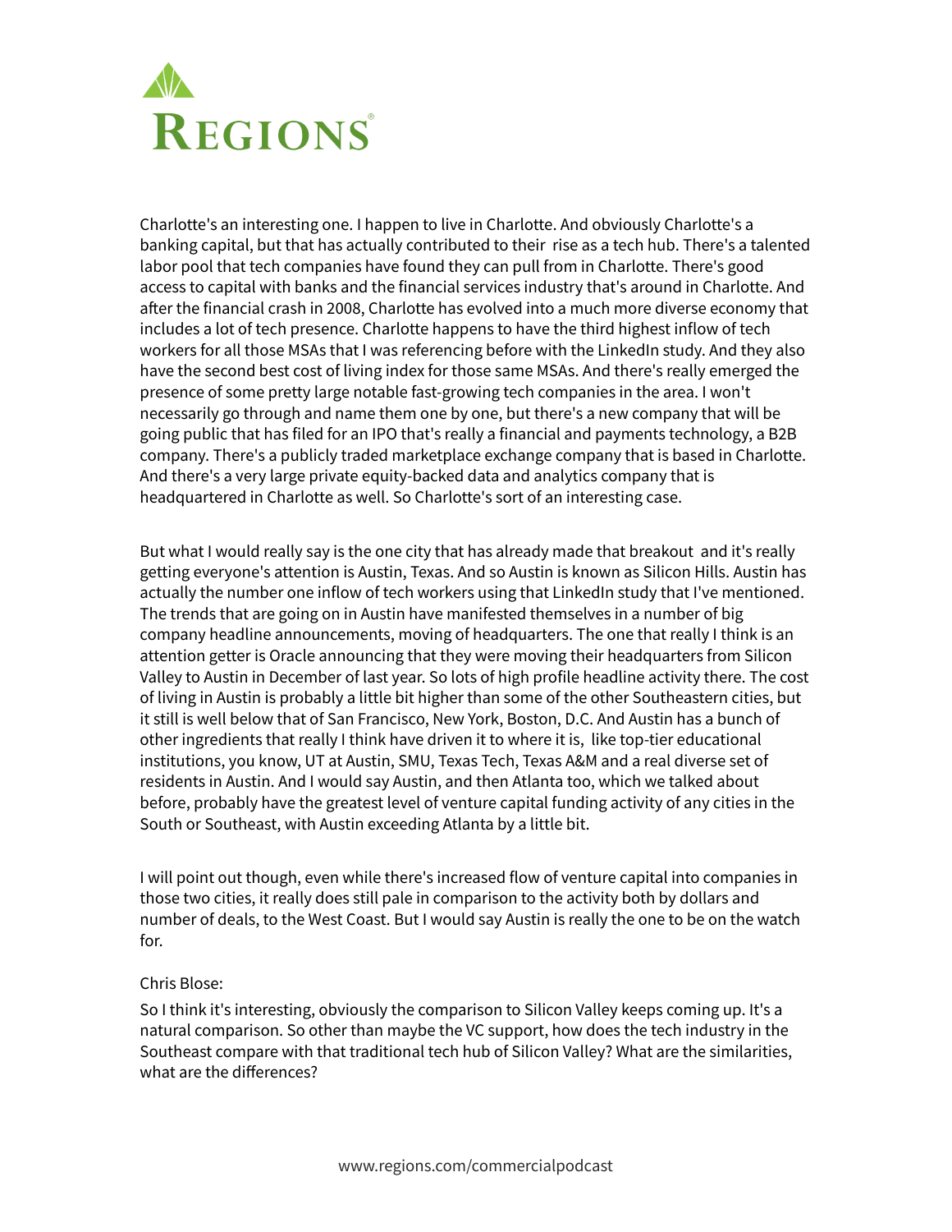Charlotte's an interesting one. I happen to live in Charlotte. And obviously Charlotte's a banking capital, but that has actually contributed to their rise as a tech hub. There's a talented labor pool that tech companies have found they can pull from in Charlotte. There's good access to capital with banks and the financial services industry that's around in Charlotte. And after the financial crash in 2008, Charlotte has evolved into a much more diverse economy that includes a lot of tech presence. Charlotte happens to have the third highest inflow of tech workers for all those MSAs that I was referencing before with the LinkedIn study. And they also have the second best cost of living index for those same MSAs. And there's really emerged the presence of some pretty large notable fast-growing tech companies in the area. I won't necessarily go through and name them one by one, but there's a new company that will be going public that has filed for an IPO that's really a financial and payments technology, a B2B company. There's a publicly traded marketplace exchange company that is based in Charlotte. And there's a very large private equity-backed data and analytics company that is headquartered in Charlotte as well. So Charlotte's sort of an interesting case.

But what I would really say is the one city that has already made that breakout and it's really getting everyone's attention is Austin, Texas. And so Austin is known as Silicon Hills. Austin has actually the number one inflow of tech workers using that LinkedIn study that I've mentioned. The trends that are going on in Austin have manifested themselves in a number of big company headline announcements, moving of headquarters. The one that really I think is an attention getter is Oracle announcing that they were moving their headquarters from Silicon Valley to Austin in December of last year. So lots of high profile headline activity there. The cost of living in Austin is probably a little bit higher than some of the other Southeastern cities, but it still is well below that of San Francisco, New York, Boston, D.C. And Austin has a bunch of other ingredients that really I think have driven it to where it is, like top-tier educational institutions, you know, UT at Austin, SMU, Texas Tech, Texas A&M and a real diverse set of residents in Austin. And I would say Austin, and then Atlanta too, which we talked about before, probably have the greatest level of venture capital funding activity of any cities in the South or Southeast, with Austin exceeding Atlanta by a little bit.

I will point out though, even while there's increased flow of venture capital into companies in those two cities, it really does still pale in comparison to the activity both by dollars and number of deals, to the West Coast. But I would say Austin is really the one to be on the watch for.

Chris Blose:

So I think it's interesting, obviously the comparison to Silicon Valley keeps coming up. It's a natural comparison. So other than maybe the VC support, how does the tech industry in the Southeast compare with that traditional tech hub of Silicon Valley? What are the similarities, what are the differences?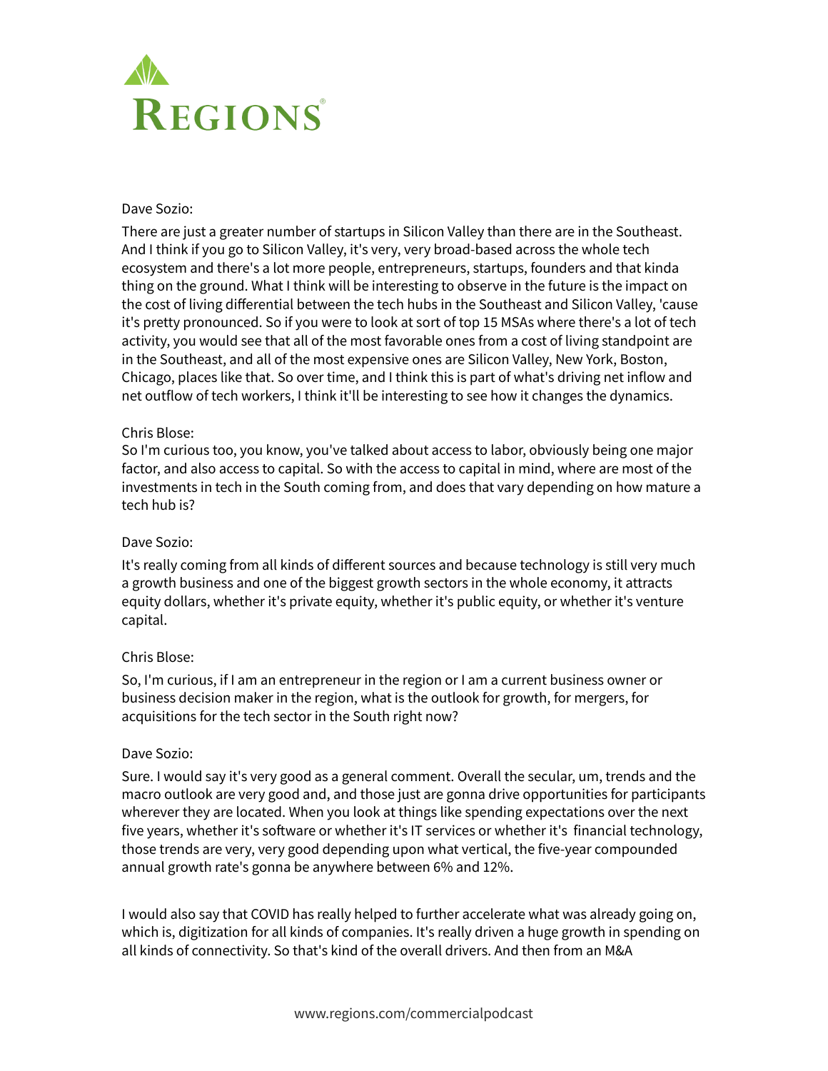Dave Sozio:

There are just a greater number of startups in Silicon Valley than there are in the Southeast. And I think if you go to Silicon Valley, it's very, very broad-based across the whole tech ecosystem and there's a lot more people, entrepreneurs, startups, founders and that kinda thing on the ground. What I think will be interesting to observe in the future is the impact on the cost of living differential between the tech hubs in the Southeast and Silicon Valley, 'cause it's pretty pronounced. So if you were to look at sort of top 15 MSAs where there's a lot of tech activity, you would see that all of the most favorable ones from a cost of living standpoint are in the Southeast, and all of the most expensive ones are Silicon Valley, New York, Boston, Chicago, places like that. So over time, and I think this is part of what's driving net inflow and net outflow of tech workers, I think it'll be interesting to see how it changes the dynamics.

Chris Blose:

So I'm curious too, you know, you've talked about access to labor, obviously being one major factor, and also access to capital. So with the access to capital in mind, where are most of the investments in tech in the South coming from, and does that vary depending on how mature a tech hub is?

Dave Sozio:

It's really coming from all kinds of different sources and because technology is still very much a growth business and one of the biggest growth sectors in the whole economy, it attracts equity dollars, whether it's private equity, whether it's public equity, or whether it's venture capital.

Chris Blose:

So, I'm curious, if I am an entrepreneur in the region or I am a current business owner or business decision maker in the region, what is the outlook for growth, for mergers, for acquisitions for the tech sector in the South right now?

Dave Sozio:

Sure. I would say it's very good as a general comment. Overall the secular, um, trends and the macro outlook are very good and, and those just are gonna drive opportunities for participants wherever they are located. When you look at things like spending expectations over the next five years, whether it's software or whether it's IT services or whether it's financial technology, those trends are very, very good depending upon what vertical, the five-year compounded annual growth rate's gonna be anywhere between 6% and 12%.

I would also say that COVID has really helped to further accelerate what was already going on, which is, digitization for all kinds of companies. It's really driven a huge growth in spending on all kinds of connectivity. So that's kind of the overall drivers. And then from an M&A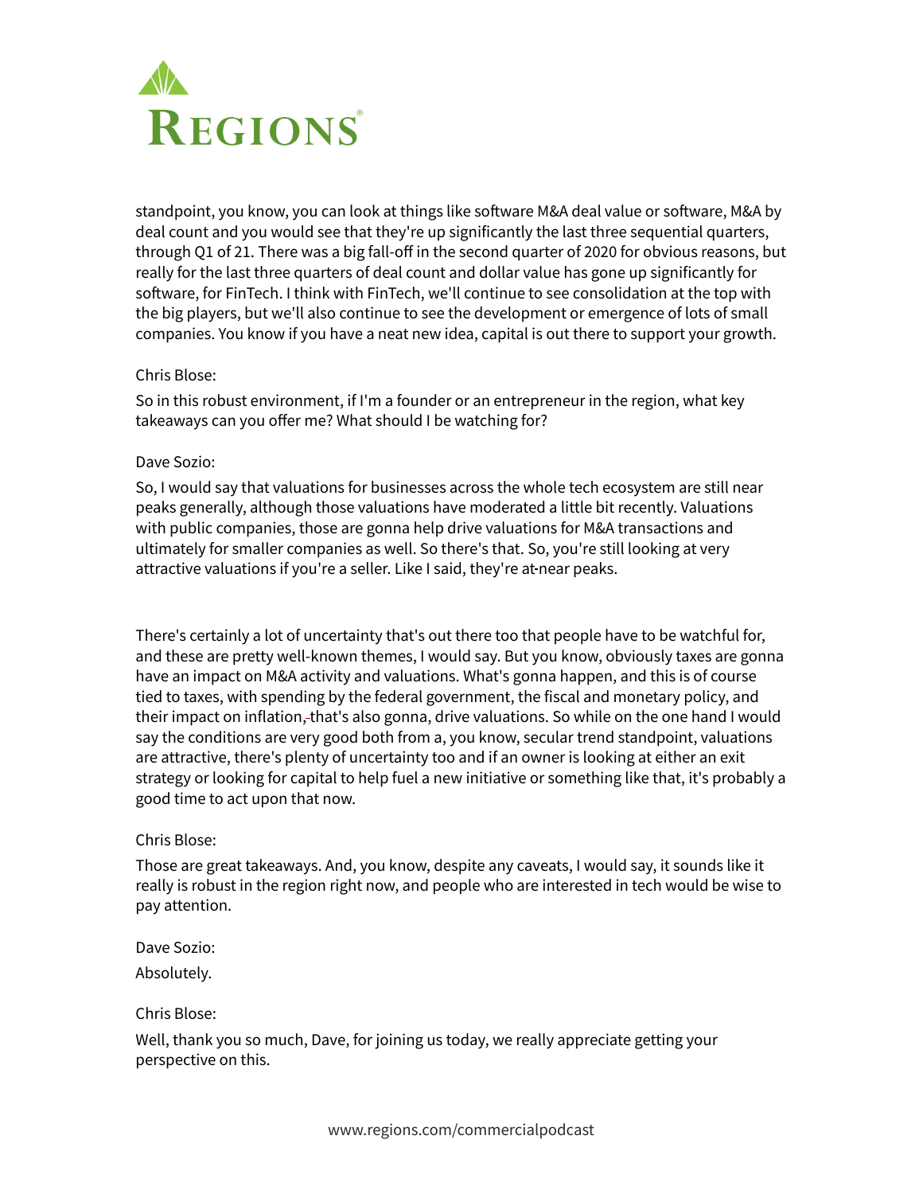standpoint, you know, you can look at things like software M&A deal value or software, M&A by deal count and you would see that they're up significantly the last three sequential quarters, through Q1 of 21. There was a big fall-off in the second quarter of 2020 for obvious reasons, but really for the last three quarters of deal count and dollar value has gone up significantly for software, for FinTech. I think with FinTech, we'll continue to see consolidation at the top with the big players, but we'll also continue to see the development or emergence of lots of small companies. You know if you have a neat new idea, capital is out there to support your growth.

Chris Blose:

So in this robust environment, if I'm a founder or an entrepreneur in the region, what key takeaways can you offer me? What should I be watching for?

Dave Sozio:

So, I would say that valuations for businesses across the whole tech ecosystem are still near peaks generally, although those valuations have moderated a little bit recently. Valuations with public companies, those are gonna help drive valuations for M&A transactions and ultimately for smaller companies as well. So there's that. So, you're still looking at very attractive valuations if you're a seller. Like I said, they're at near peaks.

There's certainly a lot of uncertainty that's out there too that people have to be watchful for, and these are pretty well-known themes, I would say. But you know, obviously taxes are gonna have an impact on M&A activity and valuations. What's gonna happen, and this is of course tied to taxes, with spending by the federal government, the fiscal and monetary policy, and their impact on inflation, that's also gonna, drive valuations. So while on the one hand I would say the conditions are very good both from a, you know, secular trend standpoint, valuations are attractive, there's plenty of uncertainty too and if an owner is looking at either an exit strategy or looking for capital to help fuel a new initiative or something like that, it's probably a good time to act upon that now.

Chris Blose:

Those are great takeaways. And, you know, despite any caveats, I would say, it sounds like it really is robust in the region right now, and people who are interested in tech would be wise to pay attention.

Dave Sozio:

Absolutely.

Chris Blose:

Well, thank you so much, Dave, for joining us today, we really appreciate getting your perspective on this.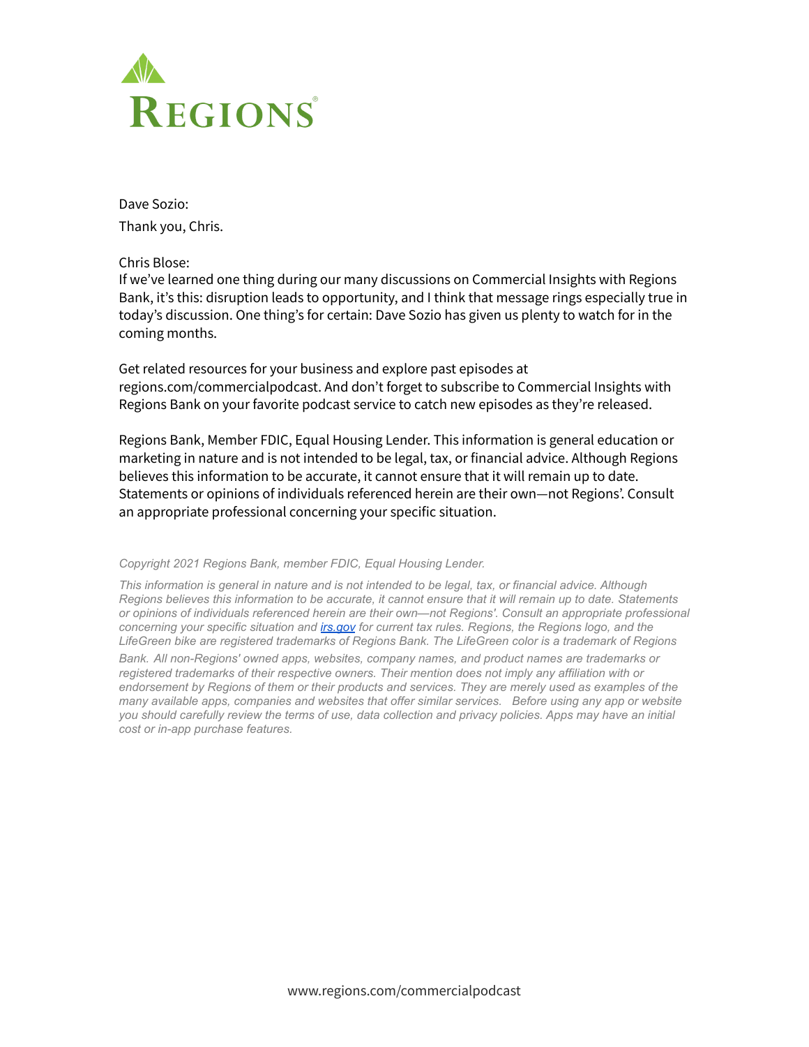Dave Sozio:

Thank you, Chris.

Chris Blose:

If we've learned one thing during our many discussions on Commercial Insights with Regions Bank, it's this: disruption leads to opportunity, and I think that message rings especially true in today's discussion. One thing's for certain: Dave Sozio has given us plenty to watch for in the coming months.

Get related resources for your business and explore past episodes at regions.com/commercialpodcast. And don't forget to subscribe to Commercial Insights with Regions Bank on your favorite podcast service to catch new episodes as they're released.

Regions Bank, Member FDIC, Equal Housing Lender. This information is general education or marketing in nature and is not intended to be legal, tax, or financial advice. Although Regions believes this information to be accurate, it cannot ensure that it will remain up to date. Statements or opinions of individuals referenced herein are their own—not Regions'. Consult an appropriate professional concerning your specific situation.

*Copyright 2021 Regions Bank, member FDIC, Equal Housing Lender.*

*This information is general in nature and is not intended to be legal, tax, or financial advice. Although Regions believes this information to be accurate, it cannot ensure that it will remain up to date. Statements or opinions of individuals referenced herein are their own—not Regions'. Consult an appropriate professional concerning your specific situation and [irs.gov](https://irs.gov) for current tax rules. Regions, the Regions logo, and the LifeGreen bike are registered trademarks of Regions Bank. The LifeGreen color is a trademark of Regions Bank. All non-Regions' owned apps, websites, company names, and product names are trademarks or registered trademarks of their respective owners. Their mention does not imply any affiliation with or endorsement by Regions of them or their products and services. They are merely used as examples of the many available apps, companies and websites that offer similar services. Before using any app or website you should carefully review the terms of use, data collection and privacy policies. Apps may have an initial cost or in-app purchase features.*